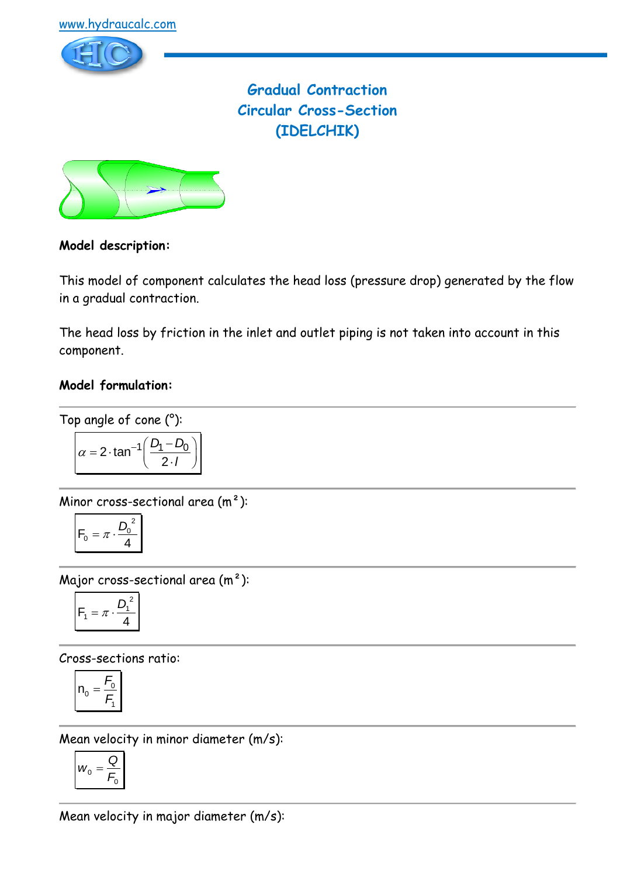www.hydraucalc.com

# Gradual Contraction Circular Cross-Section (IDELCHIK)

**Model description:**

This model of component calculates the head loss (pressure drop) generated by the flow in a gradual contraction.

The head loss by friction in the inlet and outlet piping is not taken into account in this component.

**Model formulation:**

Top angle of cone (°):

$$\alpha = 2 \cdot \tan^{-1}\left(\frac{D_1 - D_0}{2 \cdot l}\right)$$

Minor cross-sectional area (m²):

$$F_0 = \pi \cdot \frac{D_0^{\;2}}{4}$$

Major cross-sectional area (m²):

$$F_1 = \pi \cdot \frac{D_1^{\;2}}{4}$$

Cross-sections ratio:

$$n_0 = \frac{F_0}{F_1}$$

Mean velocity in minor diameter (m/s):

$$w_0 = \frac{Q}{F_0}$$

Mean velocity in major diameter (m/s):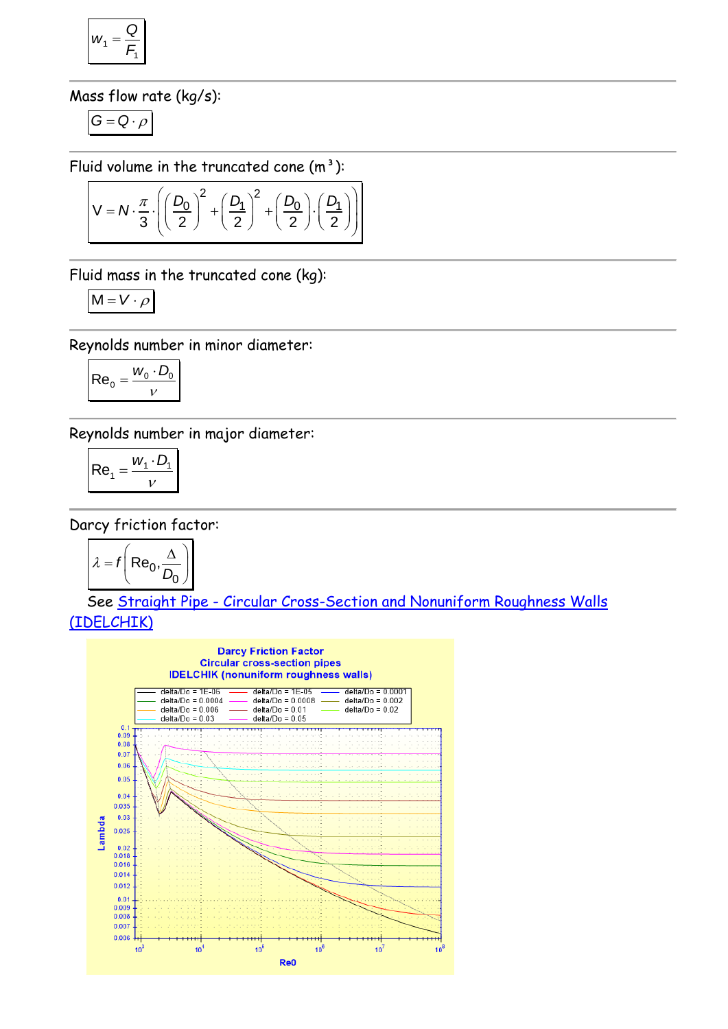$$w_1 = \frac{Q}{F_1}$$

Mass flow rate (kg/s):

$$G = Q \cdot \rho$$

Fluid volume in the truncated cone (m³):

$$V = N \cdot \frac{\pi}{3} \cdot \left( \left(\frac{D_0}{2}\right)^2 + \left(\frac{D_1}{2}\right)^2 + \left(\frac{D_0}{2}\right) \cdot \left(\frac{D_1}{2}\right) \right)$$

Fluid mass in the truncated cone (kg):

$$M = V \cdot \rho$$

Reynolds number in minor diameter:

$$Re_0 = \frac{w_0 \cdot D_0}{\nu}$$

Reynolds number in major diameter:

$$Re_1 = \frac{w_1 \cdot D_1}{\nu}$$

Darcy friction factor:

$$\lambda = f\left(Re_0, \frac{\Delta}{D_0}\right)$$

See Straight Pipe - Circular Cross-Section and Nonuniform Roughness Walls (IDELCHIK)

Darcy Friction Factor
Circular cross-section pipes
IDELCHIK (nonuniform roughness walls)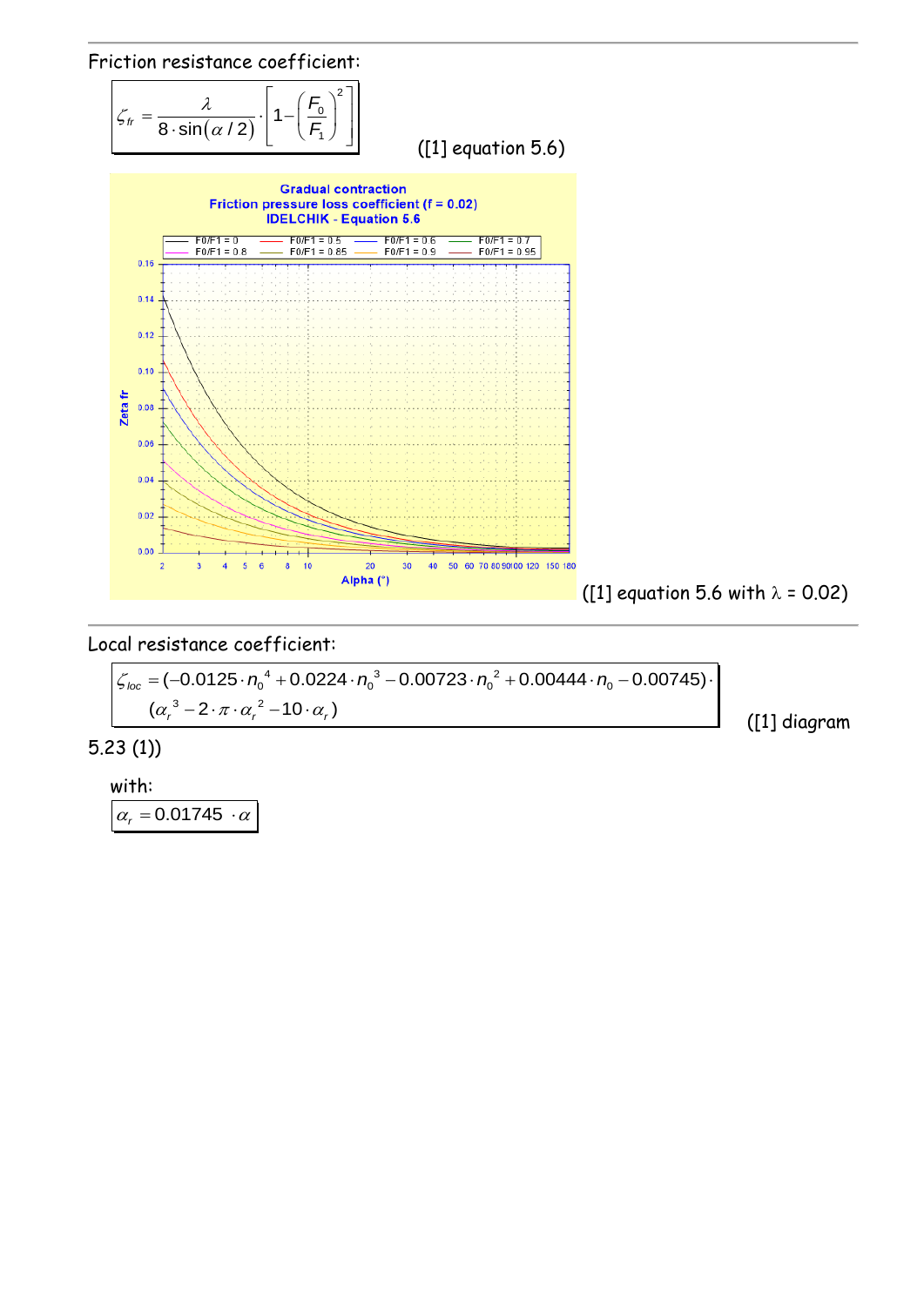Friction resistance coefficient:

$$\zeta_{fr} = \frac{\lambda}{8 \cdot \sin(\alpha / 2)} \cdot \left[ 1 - \left( \frac{F_0}{F_1} \right)^2 \right]$$

([1] equation 5.6)

([1] equation 5.6 with λ = 0.02)

Local resistance coefficient:

$$\zeta_{loc} = (-0.0125 \cdot n_0^{\ 4} + 0.0224 \cdot n_0^{\ 3} - 0.00723 \cdot n_0^{\ 2} + 0.00444 \cdot n_0 - 0.00745) \cdot (\alpha_r^{\ 3} - 2 \cdot \pi \cdot \alpha_r^{\ 2} - 10 \cdot \alpha_r)$$

([1] diagram 5.23 (1))

with:

$$\alpha_r = 0.01745 \cdot \alpha$$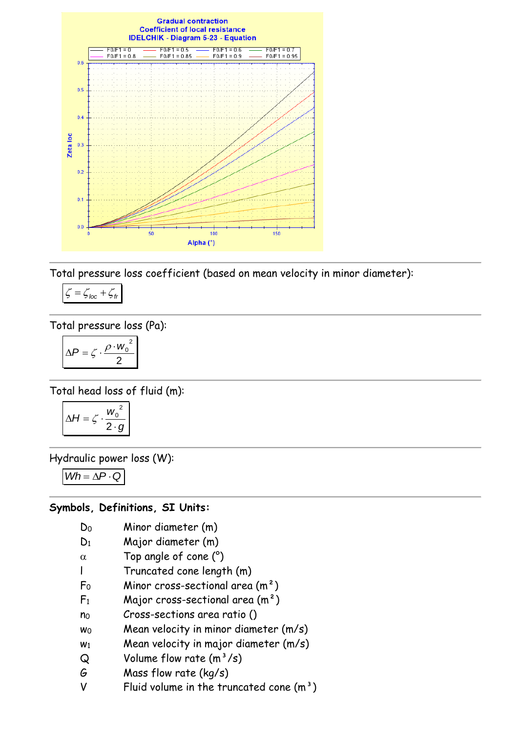Gradual contraction
Coefficient of local resistance
IDELCHIK - Diagram 5-23 - Equation

Total pressure loss coefficient (based on mean velocity in minor diameter):

$$\zeta = \zeta_{loc} + \zeta_{fr}$$

Total pressure loss (Pa):

$$\Delta P = \zeta \cdot \frac{\rho \cdot w_0^{\,2}}{2}$$

Total head loss of fluid (m):

$$\Delta H = \zeta \cdot \frac{w_0^{\,2}}{2 \cdot g}$$

Hydraulic power loss (W):

$$Wh = \Delta P \cdot Q$$

**Symbols, Definitions, SI Units:**

| | |
|---|---|
| $D_0$ | Minor diameter (m) |
| $D_1$ | Major diameter (m) |
| $\alpha$ | Top angle of cone (°) |
| $l$ | Truncated cone length (m) |
| $F_0$ | Minor cross-sectional area ($m^2$) |
| $F_1$ | Major cross-sectional area ($m^2$) |
| $n_0$ | Cross-sections area ratio () |
| $w_0$ | Mean velocity in minor diameter (m/s) |
| $w_1$ | Mean velocity in major diameter (m/s) |
| $Q$ | Volume flow rate ($m^3$/s) |
| $G$ | Mass flow rate (kg/s) |
| $V$ | Fluid volume in the truncated cone ($m^3$) |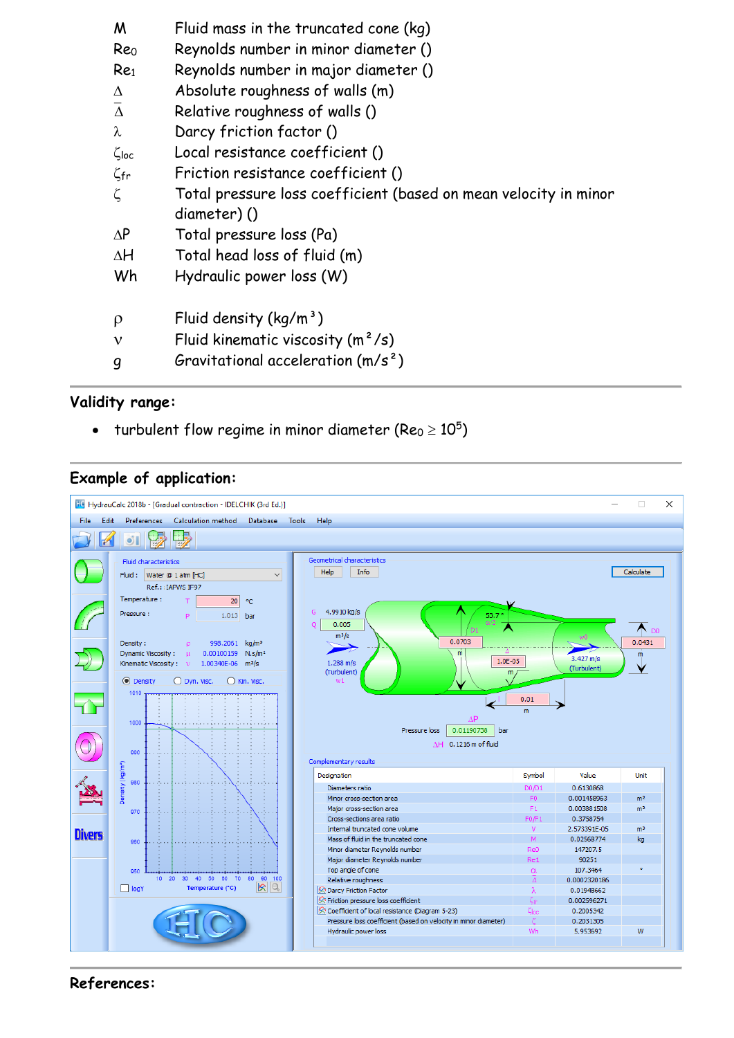| | |
|---|---|
| M | Fluid mass in the truncated cone (kg) |
| $Re_0$ | Reynolds number in minor diameter () |
| $Re_1$ | Reynolds number in major diameter () |
| $\Delta$ | Absolute roughness of walls (m) |
| $\bar{\Delta}$ | Relative roughness of walls () |
| $\lambda$ | Darcy friction factor () |
| $\zeta_{loc}$ | Local resistance coefficient () |
| $\zeta_{fr}$ | Friction resistance coefficient () |
| $\zeta$ | Total pressure loss coefficient (based on mean velocity in minor diameter) () |
| $\Delta P$ | Total pressure loss (Pa) |
| $\Delta H$ | Total head loss of fluid (m) |
| Wh | Hydraulic power loss (W) |
| | |
| $\rho$ | Fluid density ($kg/m^3$) |
| $\nu$ | Fluid kinematic viscosity ($m^2/s$) |
| g | Gravitational acceleration ($m/s^2$) |

## Validity range:

- turbulent flow regime in minor diameter ($Re_0 \geq 10^5$)

## Example of application:

## References: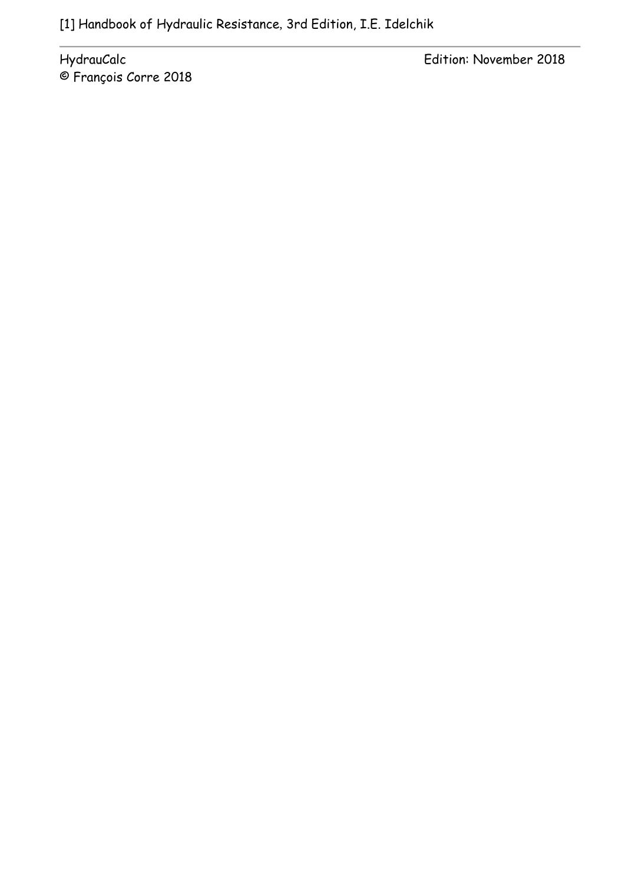[1] Handbook of Hydraulic Resistance, 3rd Edition, I.E. Idelchik